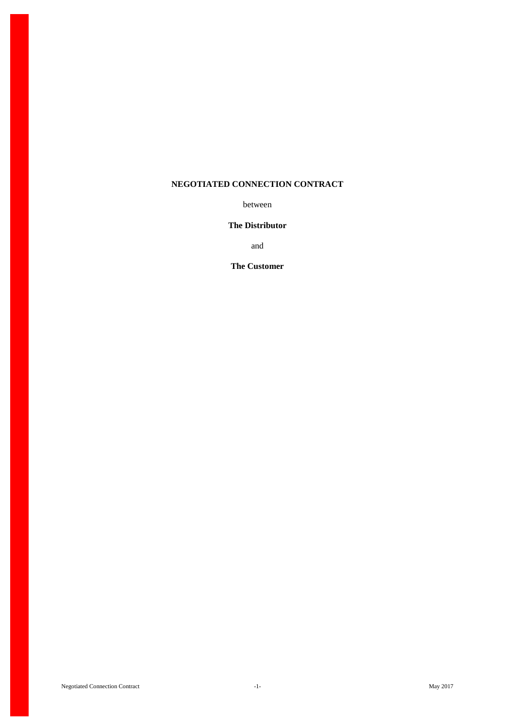# NEGOTIATED CONNECTION CONTRACT

between

**The Distributor**

and

**The Customer**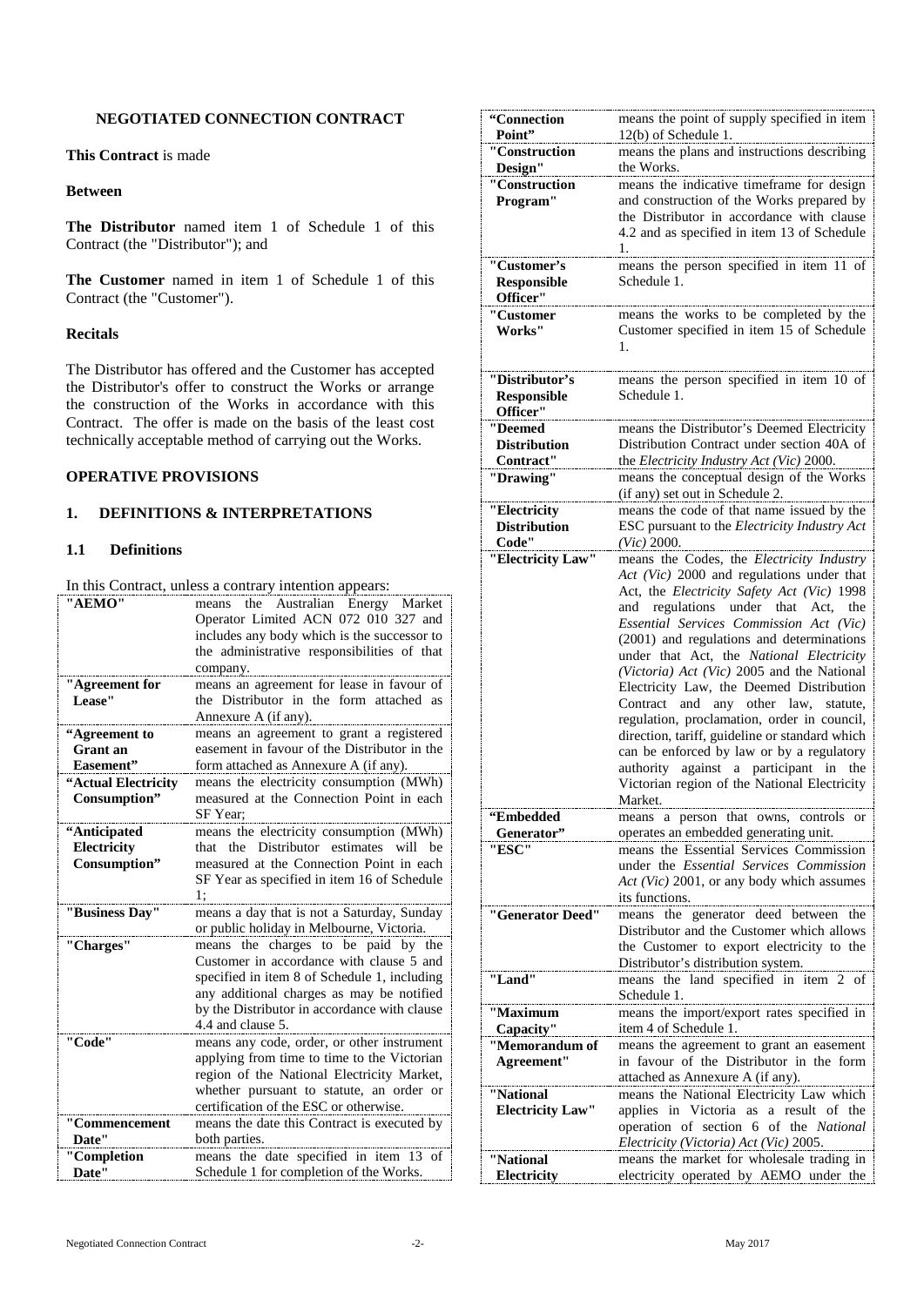## NEGOTIATED CONNECTION CONTRACT

**This Contract** is made

**Between**

**The Distributor** named item 1 of Schedule 1 of this Contract (the "Distributor"); and

**The Customer** named in item 1 of Schedule 1 of this Contract (the "Customer").

### Recitals

The Distributor has offered and the Customer has accepted the Distributor's offer to construct the Works or arrange the construction of the Works in accordance with this Contract. The offer is made on the basis of the least cost technically acceptable method of carrying out the Works.

### OPERATIVE PROVISIONS

### 1. DEFINITIONS & INTERPRETATIONS

#### 1.1 Definitions

In this Contract, unless a contrary intention appears:

| | |
|---|---|
| **"AEMO"** | means the Australian Energy Market Operator Limited ACN 072 010 327 and includes any body which is the successor to the administrative responsibilities of that company. |
| **"Agreement for Lease"** | means an agreement for lease in favour of the Distributor in the form attached as Annexure A (if any). |
| **"Agreement to Grant an Easement"** | means an agreement to grant a registered easement in favour of the Distributor in the form attached as Annexure A (if any). |
| **"Actual Electricity Consumption"** | means the electricity consumption (MWh) measured at the Connection Point in each SF Year; |
| **"Anticipated Electricity Consumption"** | means the electricity consumption (MWh) that the Distributor estimates will be measured at the Connection Point in each SF Year as specified in item 16 of Schedule 1; |
| **"Business Day"** | means a day that is not a Saturday, Sunday or public holiday in Melbourne, Victoria. |
| **"Charges"** | means the charges to be paid by the Customer in accordance with clause 5 and specified in item 8 of Schedule 1, including any additional charges as may be notified by the Distributor in accordance with clause 4.4 and clause 5. |
| **"Code"** | means any code, order, or other instrument applying from time to time to the Victorian region of the National Electricity Market, whether pursuant to statute, an order or certification of the ESC or otherwise. |
| **"Commencement Date"** | means the date this Contract is executed by both parties. |
| **"Completion Date"** | means the date specified in item 13 of Schedule 1 for completion of the Works. |
| **"Connection Point"** | means the point of supply specified in item 12(b) of Schedule 1. |
| **"Construction Design"** | means the plans and instructions describing the Works. |
| **"Construction Program"** | means the indicative timeframe for design and construction of the Works prepared by the Distributor in accordance with clause 4.2 and as specified in item 13 of Schedule 1. |
| **"Customer's Responsible Officer"** | means the person specified in item 11 of Schedule 1. |
| **"Customer Works"** | means the works to be completed by the Customer specified in item 15 of Schedule 1. |
| **"Distributor's Responsible Officer"** | means the person specified in item 10 of Schedule 1. |
| **"Deemed Distribution Contract"** | means the Distributor's Deemed Electricity Distribution Contract under section 40A of the *Electricity Industry Act (Vic)* 2000. |
| **"Drawing"** | means the conceptual design of the Works (if any) set out in Schedule 2. |
| **"Electricity Distribution Code"** | means the code of that name issued by the ESC pursuant to the *Electricity Industry Act (Vic)* 2000. |
| **"Electricity Law"** | means the Codes, the *Electricity Industry Act (Vic)* 2000 and regulations under that Act, the *Electricity Safety Act (Vic)* 1998 and regulations under that Act, the *Essential Services Commission Act (Vic)* (2001) and regulations and determinations under that Act, the *National Electricity (Victoria) Act (Vic)* 2005 and the National Electricity Law, the Deemed Distribution Contract and any other law, statute, regulation, proclamation, order in council, direction, tariff, guideline or standard which can be enforced by law or by a regulatory authority against a participant in the Victorian region of the National Electricity Market. |
| **"Embedded Generator"** | means a person that owns, controls or operates an embedded generating unit. |
| **"ESC"** | means the Essential Services Commission under the *Essential Services Commission Act (Vic)* 2001, or any body which assumes its functions. |
| **"Generator Deed"** | means the generator deed between the Distributor and the Customer which allows the Customer to export electricity to the Distributor's distribution system. |
| **"Land"** | means the land specified in item 2 of Schedule 1. |
| **"Maximum Capacity"** | means the import/export rates specified in item 4 of Schedule 1. |
| **"Memorandum of Agreement"** | means the agreement to grant an easement in favour of the Distributor in the form attached as Annexure A (if any). |
| **"National Electricity Law"** | means the National Electricity Law which applies in Victoria as a result of the operation of section 6 of the *National Electricity (Victoria) Act (Vic)* 2005. |
| **"National Electricity** | means the market for wholesale trading in electricity operated by AEMO under the |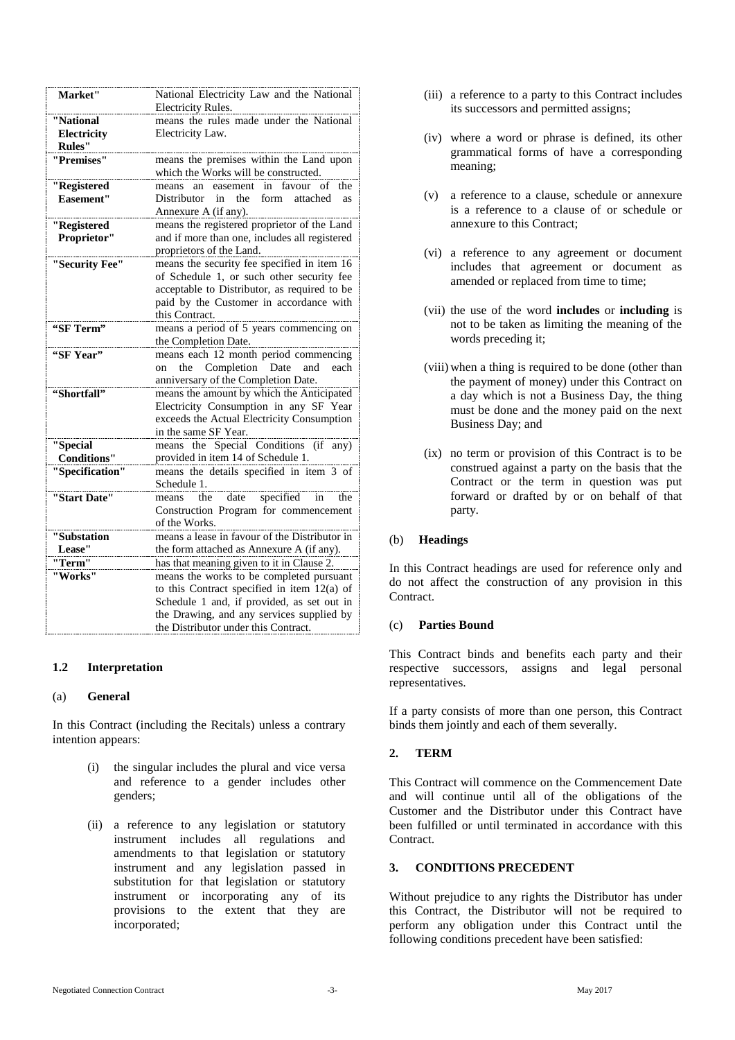| | |
|---|---|
| **Market"** | National Electricity Law and the National Electricity Rules. |
| **"National Electricity Rules"** | means the rules made under the National Electricity Law. |
| **"Premises"** | means the premises within the Land upon which the Works will be constructed. |
| **"Registered Easement"** | means an easement in favour of the Distributor in the form attached as Annexure A (if any). |
| **"Registered Proprietor"** | means the registered proprietor of the Land and if more than one, includes all registered proprietors of the Land. |
| **"Security Fee"** | means the security fee specified in item 16 of Schedule 1, or such other security fee acceptable to Distributor, as required to be paid by the Customer in accordance with this Contract. |
| **"SF Term"** | means a period of 5 years commencing on the Completion Date. |
| **"SF Year"** | means each 12 month period commencing on the Completion Date and each anniversary of the Completion Date. |
| **"Shortfall"** | means the amount by which the Anticipated Electricity Consumption in any SF Year exceeds the Actual Electricity Consumption in the same SF Year. |
| **"Special Conditions"** | means the Special Conditions (if any) provided in item 14 of Schedule 1. |
| **"Specification"** | means the details specified in item 3 of Schedule 1. |
| **"Start Date"** | means the date specified in the Construction Program for commencement of the Works. |
| **"Substation Lease"** | means a lease in favour of the Distributor in the form attached as Annexure A (if any). |
| **"Term"** | has that meaning given to it in Clause 2. |
| **"Works"** | means the works to be completed pursuant to this Contract specified in item 12(a) of Schedule 1 and, if provided, as set out in the Drawing, and any services supplied by the Distributor under this Contract. |

### 1.2 Interpretation

#### (a) General

In this Contract (including the Recitals) unless a contrary intention appears:

(i) the singular includes the plural and vice versa and reference to a gender includes other genders;

(ii) a reference to any legislation or statutory instrument includes all regulations and amendments to that legislation or statutory instrument and any legislation passed in substitution for that legislation or statutory instrument or incorporating any of its provisions to the extent that they are incorporated;

(iii) a reference to a party to this Contract includes its successors and permitted assigns;

(iv) where a word or phrase is defined, its other grammatical forms of have a corresponding meaning;

(v) a reference to a clause, schedule or annexure is a reference to a clause of or schedule or annexure to this Contract;

(vi) a reference to any agreement or document includes that agreement or document as amended or replaced from time to time;

(vii) the use of the word **includes** or **including** is not to be taken as limiting the meaning of the words preceding it;

(viii) when a thing is required to be done (other than the payment of money) under this Contract on a day which is not a Business Day, the thing must be done and the money paid on the next Business Day; and

(ix) no term or provision of this Contract is to be construed against a party on the basis that the Contract or the term in question was put forward or drafted by or on behalf of that party.

#### (b) Headings

In this Contract headings are used for reference only and do not affect the construction of any provision in this Contract.

#### (c) Parties Bound

This Contract binds and benefits each party and their respective successors, assigns and legal personal representatives.

If a party consists of more than one person, this Contract binds them jointly and each of them severally.

## 2. TERM

This Contract will commence on the Commencement Date and will continue until all of the obligations of the Customer and the Distributor under this Contract have been fulfilled or until terminated in accordance with this Contract.

## 3. CONDITIONS PRECEDENT

Without prejudice to any rights the Distributor has under this Contract, the Distributor will not be required to perform any obligation under this Contract until the following conditions precedent have been satisfied: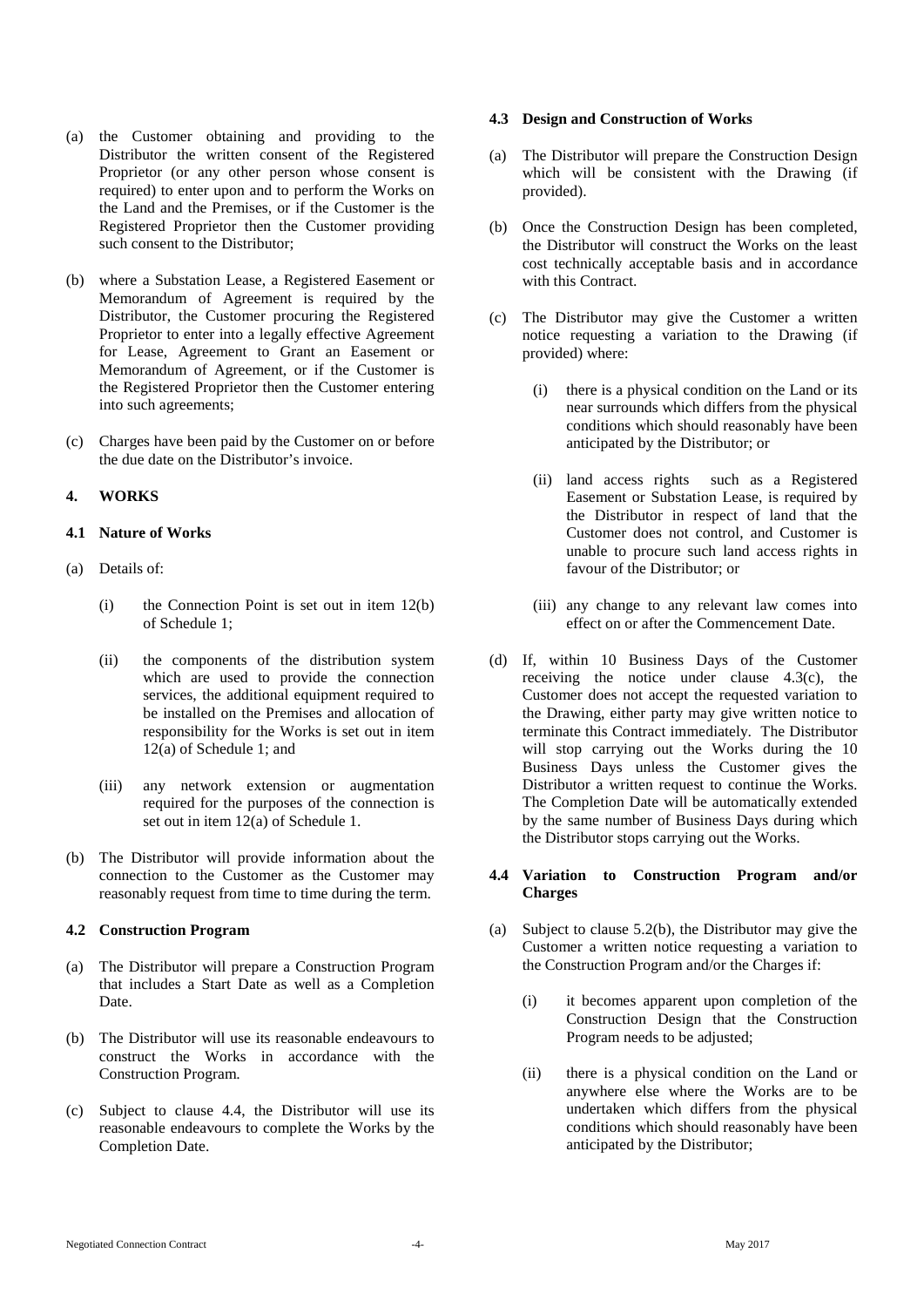(a) the Customer obtaining and providing to the Distributor the written consent of the Registered Proprietor (or any other person whose consent is required) to enter upon and to perform the Works on the Land and the Premises, or if the Customer is the Registered Proprietor then the Customer providing such consent to the Distributor;

(b) where a Substation Lease, a Registered Easement or Memorandum of Agreement is required by the Distributor, the Customer procuring the Registered Proprietor to enter into a legally effective Agreement for Lease, Agreement to Grant an Easement or Memorandum of Agreement, or if the Customer is the Registered Proprietor then the Customer entering into such agreements;

(c) Charges have been paid by the Customer on or before the due date on the Distributor's invoice.

## 4. WORKS

### 4.1 Nature of Works

(a) Details of:

(i) the Connection Point is set out in item 12(b) of Schedule 1;

(ii) the components of the distribution system which are used to provide the connection services, the additional equipment required to be installed on the Premises and allocation of responsibility for the Works is set out in item 12(a) of Schedule 1; and

(iii) any network extension or augmentation required for the purposes of the connection is set out in item 12(a) of Schedule 1.

(b) The Distributor will provide information about the connection to the Customer as the Customer may reasonably request from time to time during the term.

### 4.2 Construction Program

(a) The Distributor will prepare a Construction Program that includes a Start Date as well as a Completion Date.

(b) The Distributor will use its reasonable endeavours to construct the Works in accordance with the Construction Program.

(c) Subject to clause 4.4, the Distributor will use its reasonable endeavours to complete the Works by the Completion Date.

### 4.3 Design and Construction of Works

(a) The Distributor will prepare the Construction Design which will be consistent with the Drawing (if provided).

(b) Once the Construction Design has been completed, the Distributor will construct the Works on the least cost technically acceptable basis and in accordance with this Contract.

(c) The Distributor may give the Customer a written notice requesting a variation to the Drawing (if provided) where:

(i) there is a physical condition on the Land or its near surrounds which differs from the physical conditions which should reasonably have been anticipated by the Distributor; or

(ii) land access rights such as a Registered Easement or Substation Lease, is required by the Distributor in respect of land that the Customer does not control, and Customer is unable to procure such land access rights in favour of the Distributor; or

(iii) any change to any relevant law comes into effect on or after the Commencement Date.

(d) If, within 10 Business Days of the Customer receiving the notice under clause 4.3(c), the Customer does not accept the requested variation to the Drawing, either party may give written notice to terminate this Contract immediately. The Distributor will stop carrying out the Works during the 10 Business Days unless the Customer gives the Distributor a written request to continue the Works. The Completion Date will be automatically extended by the same number of Business Days during which the Distributor stops carrying out the Works.

### 4.4 Variation to Construction Program and/or Charges

(a) Subject to clause 5.2(b), the Distributor may give the Customer a written notice requesting a variation to the Construction Program and/or the Charges if:

(i) it becomes apparent upon completion of the Construction Design that the Construction Program needs to be adjusted;

(ii) there is a physical condition on the Land or anywhere else where the Works are to be undertaken which differs from the physical conditions which should reasonably have been anticipated by the Distributor;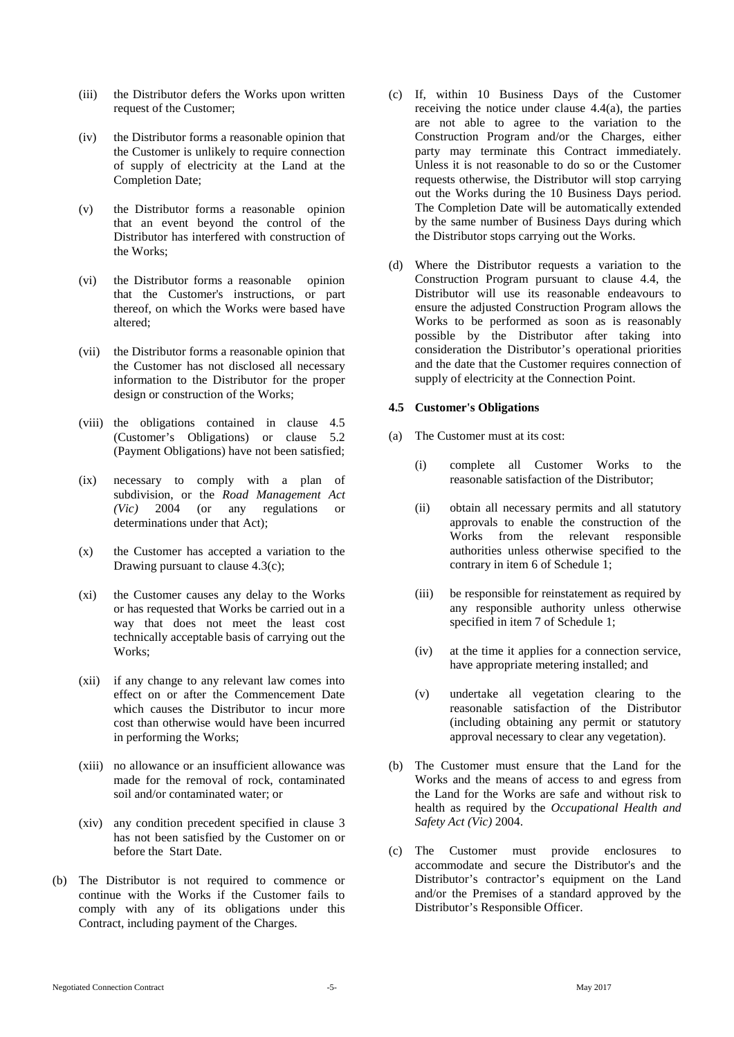(iii) the Distributor defers the Works upon written request of the Customer;

(iv) the Distributor forms a reasonable opinion that the Customer is unlikely to require connection of supply of electricity at the Land at the Completion Date;

(v) the Distributor forms a reasonable opinion that an event beyond the control of the Distributor has interfered with construction of the Works;

(vi) the Distributor forms a reasonable opinion that the Customer's instructions, or part thereof, on which the Works were based have altered;

(vii) the Distributor forms a reasonable opinion that the Customer has not disclosed all necessary information to the Distributor for the proper design or construction of the Works;

(viii) the obligations contained in clause 4.5 (Customer's Obligations) or clause 5.2 (Payment Obligations) have not been satisfied;

(ix) necessary to comply with a plan of subdivision, or the *Road Management Act (Vic)* 2004 (or any regulations or determinations under that Act);

(x) the Customer has accepted a variation to the Drawing pursuant to clause 4.3(c);

(xi) the Customer causes any delay to the Works or has requested that Works be carried out in a way that does not meet the least cost technically acceptable basis of carrying out the Works;

(xii) if any change to any relevant law comes into effect on or after the Commencement Date which causes the Distributor to incur more cost than otherwise would have been incurred in performing the Works;

(xiii) no allowance or an insufficient allowance was made for the removal of rock, contaminated soil and/or contaminated water; or

(xiv) any condition precedent specified in clause 3 has not been satisfied by the Customer on or before the Start Date.

(b) The Distributor is not required to commence or continue with the Works if the Customer fails to comply with any of its obligations under this Contract, including payment of the Charges.

(c) If, within 10 Business Days of the Customer receiving the notice under clause 4.4(a), the parties are not able to agree to the variation to the Construction Program and/or the Charges, either party may terminate this Contract immediately. Unless it is not reasonable to do so or the Customer requests otherwise, the Distributor will stop carrying out the Works during the 10 Business Days period. The Completion Date will be automatically extended by the same number of Business Days during which the Distributor stops carrying out the Works.

(d) Where the Distributor requests a variation to the Construction Program pursuant to clause 4.4, the Distributor will use its reasonable endeavours to ensure the adjusted Construction Program allows the Works to be performed as soon as is reasonably possible by the Distributor after taking into consideration the Distributor's operational priorities and the date that the Customer requires connection of supply of electricity at the Connection Point.

### 4.5 Customer's Obligations

(a) The Customer must at its cost:

(i) complete all Customer Works to the reasonable satisfaction of the Distributor;

(ii) obtain all necessary permits and all statutory approvals to enable the construction of the Works from the relevant responsible authorities unless otherwise specified to the contrary in item 6 of Schedule 1;

(iii) be responsible for reinstatement as required by any responsible authority unless otherwise specified in item 7 of Schedule 1;

(iv) at the time it applies for a connection service, have appropriate metering installed; and

(v) undertake all vegetation clearing to the reasonable satisfaction of the Distributor (including obtaining any permit or statutory approval necessary to clear any vegetation).

(b) The Customer must ensure that the Land for the Works and the means of access to and egress from the Land for the Works are safe and without risk to health as required by the *Occupational Health and Safety Act (Vic)* 2004.

(c) The Customer must provide enclosures to accommodate and secure the Distributor's and the Distributor's contractor's equipment on the Land and/or the Premises of a standard approved by the Distributor's Responsible Officer.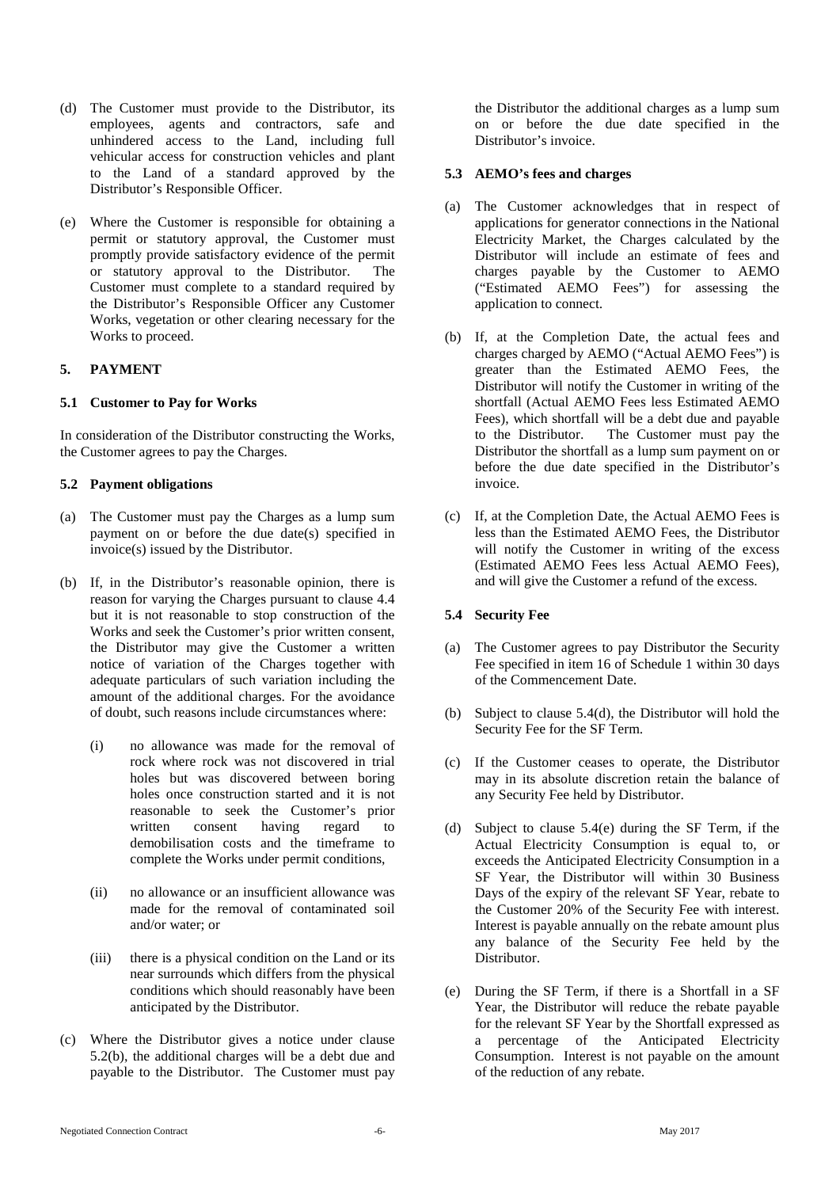(d) The Customer must provide to the Distributor, its employees, agents and contractors, safe and unhindered access to the Land, including full vehicular access for construction vehicles and plant to the Land of a standard approved by the Distributor's Responsible Officer.

(e) Where the Customer is responsible for obtaining a permit or statutory approval, the Customer must promptly provide satisfactory evidence of the permit or statutory approval to the Distributor. The Customer must complete to a standard required by the Distributor's Responsible Officer any Customer Works, vegetation or other clearing necessary for the Works to proceed.

## 5. PAYMENT

### 5.1 Customer to Pay for Works

In consideration of the Distributor constructing the Works, the Customer agrees to pay the Charges.

### 5.2 Payment obligations

(a) The Customer must pay the Charges as a lump sum payment on or before the due date(s) specified in invoice(s) issued by the Distributor.

(b) If, in the Distributor's reasonable opinion, there is reason for varying the Charges pursuant to clause 4.4 but it is not reasonable to stop construction of the Works and seek the Customer's prior written consent, the Distributor may give the Customer a written notice of variation of the Charges together with adequate particulars of such variation including the amount of the additional charges. For the avoidance of doubt, such reasons include circumstances where:

   (i) no allowance was made for the removal of rock where rock was not discovered in trial holes but was discovered between boring holes once construction started and it is not reasonable to seek the Customer's prior written consent having regard to demobilisation costs and the timeframe to complete the Works under permit conditions,

   (ii) no allowance or an insufficient allowance was made for the removal of contaminated soil and/or water; or

   (iii) there is a physical condition on the Land or its near surrounds which differs from the physical conditions which should reasonably have been anticipated by the Distributor.

(c) Where the Distributor gives a notice under clause 5.2(b), the additional charges will be a debt due and payable to the Distributor. The Customer must pay the Distributor the additional charges as a lump sum on or before the due date specified in the Distributor's invoice.

### 5.3 AEMO's fees and charges

(a) The Customer acknowledges that in respect of applications for generator connections in the National Electricity Market, the Charges calculated by the Distributor will include an estimate of fees and charges payable by the Customer to AEMO ("Estimated AEMO Fees") for assessing the application to connect.

(b) If, at the Completion Date, the actual fees and charges charged by AEMO ("Actual AEMO Fees") is greater than the Estimated AEMO Fees, the Distributor will notify the Customer in writing of the shortfall (Actual AEMO Fees less Estimated AEMO Fees), which shortfall will be a debt due and payable to the Distributor. The Customer must pay the Distributor the shortfall as a lump sum payment on or before the due date specified in the Distributor's invoice.

(c) If, at the Completion Date, the Actual AEMO Fees is less than the Estimated AEMO Fees, the Distributor will notify the Customer in writing of the excess (Estimated AEMO Fees less Actual AEMO Fees), and will give the Customer a refund of the excess.

### 5.4 Security Fee

(a) The Customer agrees to pay Distributor the Security Fee specified in item 16 of Schedule 1 within 30 days of the Commencement Date.

(b) Subject to clause 5.4(d), the Distributor will hold the Security Fee for the SF Term.

(c) If the Customer ceases to operate, the Distributor may in its absolute discretion retain the balance of any Security Fee held by Distributor.

(d) Subject to clause 5.4(e) during the SF Term, if the Actual Electricity Consumption is equal to, or exceeds the Anticipated Electricity Consumption in a SF Year, the Distributor will within 30 Business Days of the expiry of the relevant SF Year, rebate to the Customer 20% of the Security Fee with interest. Interest is payable annually on the rebate amount plus any balance of the Security Fee held by the Distributor.

(e) During the SF Term, if there is a Shortfall in a SF Year, the Distributor will reduce the rebate payable for the relevant SF Year by the Shortfall expressed as a percentage of the Anticipated Electricity Consumption. Interest is not payable on the amount of the reduction of any rebate.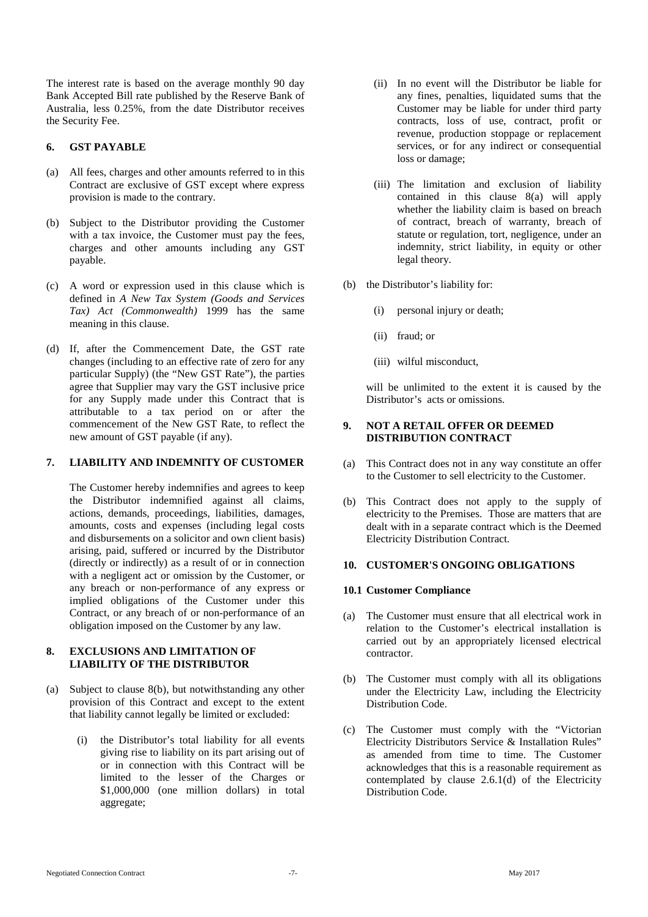The interest rate is based on the average monthly 90 day Bank Accepted Bill rate published by the Reserve Bank of Australia, less 0.25%, from the date Distributor receives the Security Fee.

## 6. GST PAYABLE

(a) All fees, charges and other amounts referred to in this Contract are exclusive of GST except where express provision is made to the contrary.

(b) Subject to the Distributor providing the Customer with a tax invoice, the Customer must pay the fees, charges and other amounts including any GST payable.

(c) A word or expression used in this clause which is defined in *A New Tax System (Goods and Services Tax) Act (Commonwealth)* 1999 has the same meaning in this clause.

(d) If, after the Commencement Date, the GST rate changes (including to an effective rate of zero for any particular Supply) (the "New GST Rate"), the parties agree that Supplier may vary the GST inclusive price for any Supply made under this Contract that is attributable to a tax period on or after the commencement of the New GST Rate, to reflect the new amount of GST payable (if any).

## 7. LIABILITY AND INDEMNITY OF CUSTOMER

The Customer hereby indemnifies and agrees to keep the Distributor indemnified against all claims, actions, demands, proceedings, liabilities, damages, amounts, costs and expenses (including legal costs and disbursements on a solicitor and own client basis) arising, paid, suffered or incurred by the Distributor (directly or indirectly) as a result of or in connection with a negligent act or omission by the Customer, or any breach or non-performance of any express or implied obligations of the Customer under this Contract, or any breach of or non-performance of an obligation imposed on the Customer by any law.

## 8. EXCLUSIONS AND LIMITATION OF LIABILITY OF THE DISTRIBUTOR

(a) Subject to clause 8(b), but notwithstanding any other provision of this Contract and except to the extent that liability cannot legally be limited or excluded:

   (i) the Distributor's total liability for all events giving rise to liability on its part arising out of or in connection with this Contract will be limited to the lesser of the Charges or $1,000,000 (one million dollars) in total aggregate;

   (ii) In no event will the Distributor be liable for any fines, penalties, liquidated sums that the Customer may be liable for under third party contracts, loss of use, contract, profit or revenue, production stoppage or replacement services, or for any indirect or consequential loss or damage;

   (iii) The limitation and exclusion of liability contained in this clause 8(a) will apply whether the liability claim is based on breach of contract, breach of warranty, breach of statute or regulation, tort, negligence, under an indemnity, strict liability, in equity or other legal theory.

(b) the Distributor's liability for:

   (i) personal injury or death;

   (ii) fraud; or

   (iii) wilful misconduct,

   will be unlimited to the extent it is caused by the Distributor's acts or omissions.

## 9. NOT A RETAIL OFFER OR DEEMED DISTRIBUTION CONTRACT

(a) This Contract does not in any way constitute an offer to the Customer to sell electricity to the Customer.

(b) This Contract does not apply to the supply of electricity to the Premises. Those are matters that are dealt with in a separate contract which is the Deemed Electricity Distribution Contract.

## 10. CUSTOMER'S ONGOING OBLIGATIONS

### 10.1 Customer Compliance

(a) The Customer must ensure that all electrical work in relation to the Customer's electrical installation is carried out by an appropriately licensed electrical contractor.

(b) The Customer must comply with all its obligations under the Electricity Law, including the Electricity Distribution Code.

(c) The Customer must comply with the "Victorian Electricity Distributors Service & Installation Rules" as amended from time to time. The Customer acknowledges that this is a reasonable requirement as contemplated by clause 2.6.1(d) of the Electricity Distribution Code.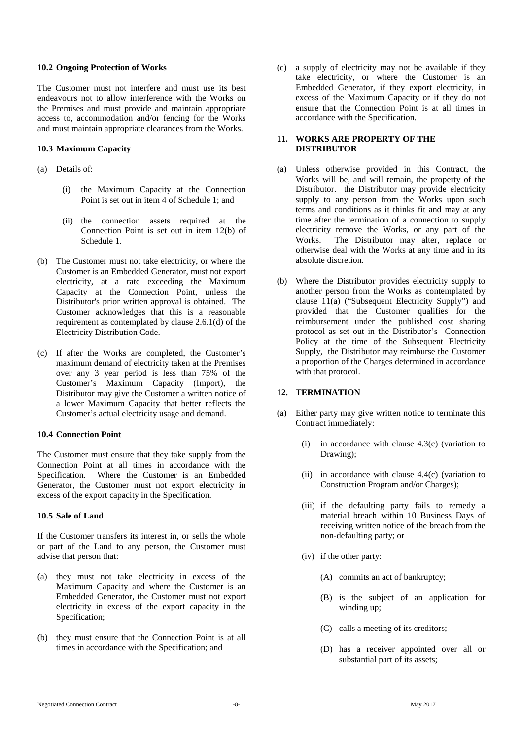### 10.2 Ongoing Protection of Works

The Customer must not interfere and must use its best endeavours not to allow interference with the Works on the Premises and must provide and maintain appropriate access to, accommodation and/or fencing for the Works and must maintain appropriate clearances from the Works.

### 10.3 Maximum Capacity

(a) Details of:

  (i) the Maximum Capacity at the Connection Point is set out in item 4 of Schedule 1; and

  (ii) the connection assets required at the Connection Point is set out in item 12(b) of Schedule 1.

(b) The Customer must not take electricity, or where the Customer is an Embedded Generator, must not export electricity, at a rate exceeding the Maximum Capacity at the Connection Point, unless the Distributor's prior written approval is obtained. The Customer acknowledges that this is a reasonable requirement as contemplated by clause 2.6.1(d) of the Electricity Distribution Code.

(c) If after the Works are completed, the Customer's maximum demand of electricity taken at the Premises over any 3 year period is less than 75% of the Customer's Maximum Capacity (Import), the Distributor may give the Customer a written notice of a lower Maximum Capacity that better reflects the Customer's actual electricity usage and demand.

### 10.4 Connection Point

The Customer must ensure that they take supply from the Connection Point at all times in accordance with the Specification. Where the Customer is an Embedded Generator, the Customer must not export electricity in excess of the export capacity in the Specification.

### 10.5 Sale of Land

If the Customer transfers its interest in, or sells the whole or part of the Land to any person, the Customer must advise that person that:

(a) they must not take electricity in excess of the Maximum Capacity and where the Customer is an Embedded Generator, the Customer must not export electricity in excess of the export capacity in the Specification;

(b) they must ensure that the Connection Point is at all times in accordance with the Specification; and

(c) a supply of electricity may not be available if they take electricity, or where the Customer is an Embedded Generator, if they export electricity, in excess of the Maximum Capacity or if they do not ensure that the Connection Point is at all times in accordance with the Specification.

## 11. WORKS ARE PROPERTY OF THE DISTRIBUTOR

(a) Unless otherwise provided in this Contract, the Works will be, and will remain, the property of the Distributor. the Distributor may provide electricity supply to any person from the Works upon such terms and conditions as it thinks fit and may at any time after the termination of a connection to supply electricity remove the Works, or any part of the Works. The Distributor may alter, replace or otherwise deal with the Works at any time and in its absolute discretion.

(b) Where the Distributor provides electricity supply to another person from the Works as contemplated by clause 11(a) ("Subsequent Electricity Supply") and provided that the Customer qualifies for the reimbursement under the published cost sharing protocol as set out in the Distributor's Connection Policy at the time of the Subsequent Electricity Supply, the Distributor may reimburse the Customer a proportion of the Charges determined in accordance with that protocol.

## 12. TERMINATION

(a) Either party may give written notice to terminate this Contract immediately:

  (i) in accordance with clause 4.3(c) (variation to Drawing);

  (ii) in accordance with clause 4.4(c) (variation to Construction Program and/or Charges);

  (iii) if the defaulting party fails to remedy a material breach within 10 Business Days of receiving written notice of the breach from the non-defaulting party; or

  (iv) if the other party:

    (A) commits an act of bankruptcy;

    (B) is the subject of an application for winding up;

    (C) calls a meeting of its creditors;

    (D) has a receiver appointed over all or substantial part of its assets;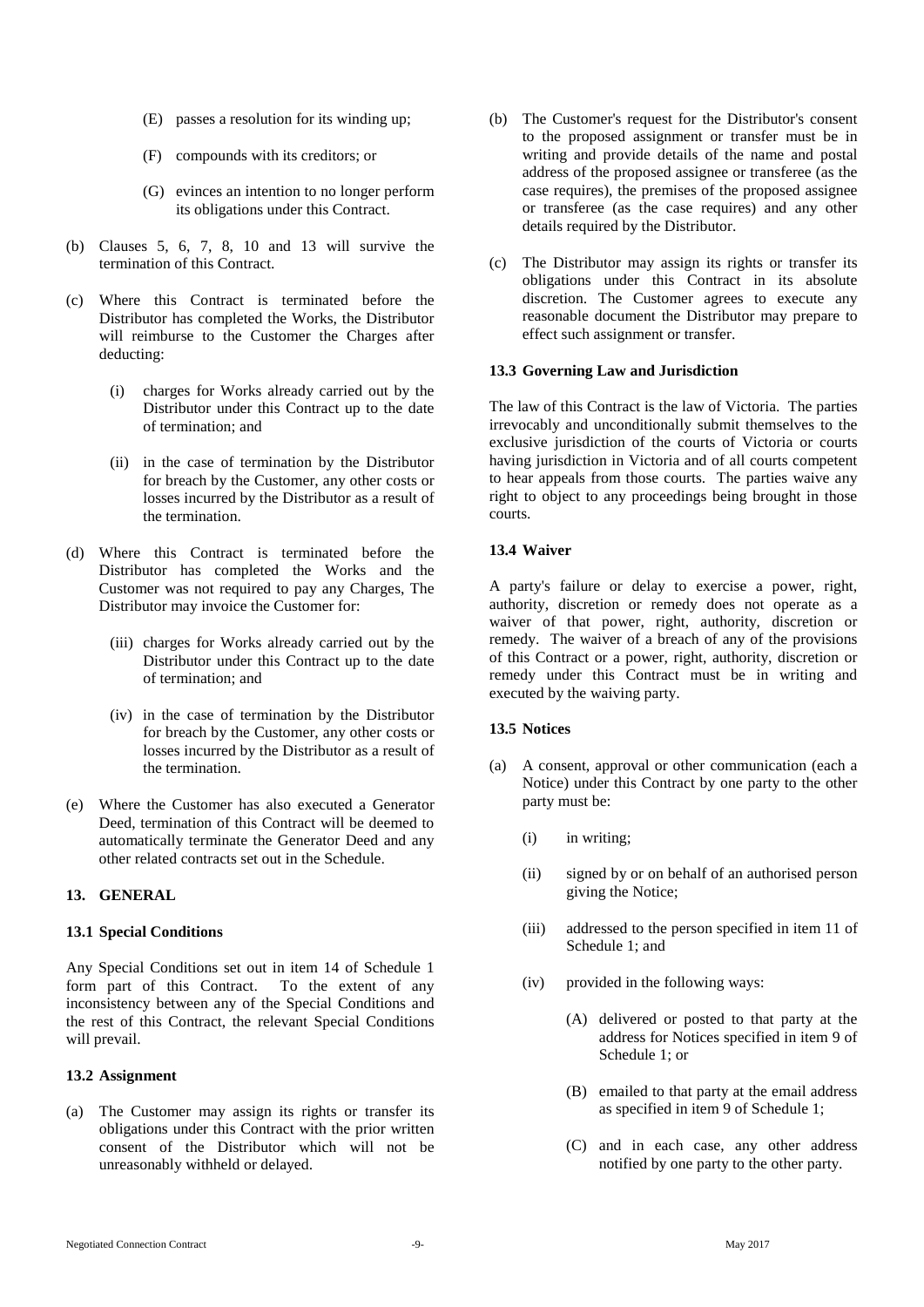(E) passes a resolution for its winding up;

(F) compounds with its creditors; or

(G) evinces an intention to no longer perform its obligations under this Contract.

(b) Clauses 5, 6, 7, 8, 10 and 13 will survive the termination of this Contract.

(c) Where this Contract is terminated before the Distributor has completed the Works, the Distributor will reimburse to the Customer the Charges after deducting:

(i) charges for Works already carried out by the Distributor under this Contract up to the date of termination; and

(ii) in the case of termination by the Distributor for breach by the Customer, any other costs or losses incurred by the Distributor as a result of the termination.

(d) Where this Contract is terminated before the Distributor has completed the Works and the Customer was not required to pay any Charges, The Distributor may invoice the Customer for:

(iii) charges for Works already carried out by the Distributor under this Contract up to the date of termination; and

(iv) in the case of termination by the Distributor for breach by the Customer, any other costs or losses incurred by the Distributor as a result of the termination.

(e) Where the Customer has also executed a Generator Deed, termination of this Contract will be deemed to automatically terminate the Generator Deed and any other related contracts set out in the Schedule.

## 13. GENERAL

### 13.1 Special Conditions

Any Special Conditions set out in item 14 of Schedule 1 form part of this Contract. To the extent of any inconsistency between any of the Special Conditions and the rest of this Contract, the relevant Special Conditions will prevail.

### 13.2 Assignment

(a) The Customer may assign its rights or transfer its obligations under this Contract with the prior written consent of the Distributor which will not be unreasonably withheld or delayed.

(b) The Customer's request for the Distributor's consent to the proposed assignment or transfer must be in writing and provide details of the name and postal address of the proposed assignee or transferee (as the case requires), the premises of the proposed assignee or transferee (as the case requires) and any other details required by the Distributor.

(c) The Distributor may assign its rights or transfer its obligations under this Contract in its absolute discretion. The Customer agrees to execute any reasonable document the Distributor may prepare to effect such assignment or transfer.

### 13.3 Governing Law and Jurisdiction

The law of this Contract is the law of Victoria. The parties irrevocably and unconditionally submit themselves to the exclusive jurisdiction of the courts of Victoria or courts having jurisdiction in Victoria and of all courts competent to hear appeals from those courts. The parties waive any right to object to any proceedings being brought in those courts.

### 13.4 Waiver

A party's failure or delay to exercise a power, right, authority, discretion or remedy does not operate as a waiver of that power, right, authority, discretion or remedy. The waiver of a breach of any of the provisions of this Contract or a power, right, authority, discretion or remedy under this Contract must be in writing and executed by the waiving party.

### 13.5 Notices

(a) A consent, approval or other communication (each a Notice) under this Contract by one party to the other party must be:

(i) in writing;

(ii) signed by or on behalf of an authorised person giving the Notice;

(iii) addressed to the person specified in item 11 of Schedule 1; and

(iv) provided in the following ways:

(A) delivered or posted to that party at the address for Notices specified in item 9 of Schedule 1; or

(B) emailed to that party at the email address as specified in item 9 of Schedule 1;

(C) and in each case, any other address notified by one party to the other party.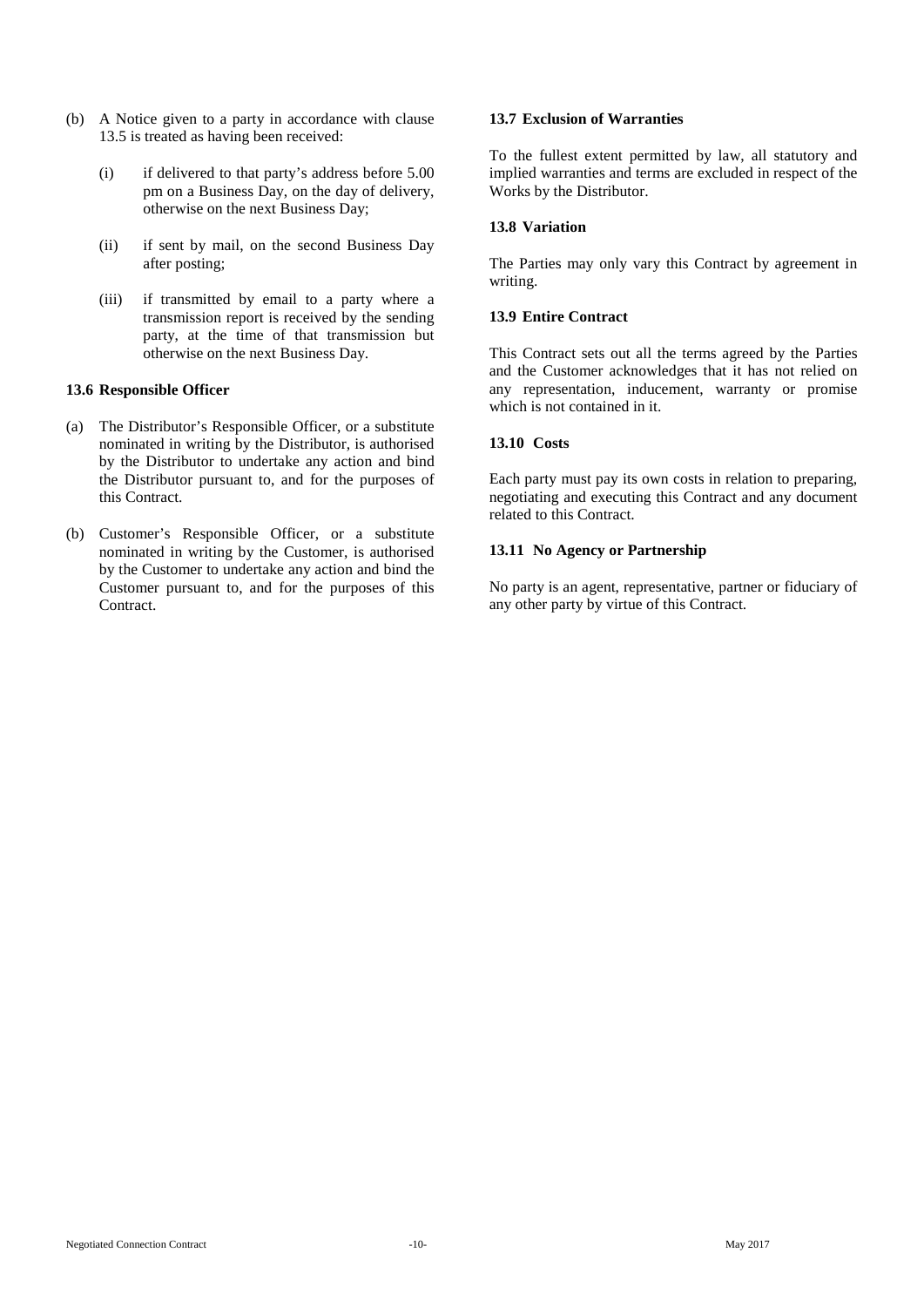(b) A Notice given to a party in accordance with clause 13.5 is treated as having been received:

    (i) if delivered to that party's address before 5.00 pm on a Business Day, on the day of delivery, otherwise on the next Business Day;

    (ii) if sent by mail, on the second Business Day after posting;

    (iii) if transmitted by email to a party where a transmission report is received by the sending party, at the time of that transmission but otherwise on the next Business Day.

**13.6 Responsible Officer**

(a) The Distributor's Responsible Officer, or a substitute nominated in writing by the Distributor, is authorised by the Distributor to undertake any action and bind the Distributor pursuant to, and for the purposes of this Contract.

(b) Customer's Responsible Officer, or a substitute nominated in writing by the Customer, is authorised by the Customer to undertake any action and bind the Customer pursuant to, and for the purposes of this Contract.

**13.7 Exclusion of Warranties**

To the fullest extent permitted by law, all statutory and implied warranties and terms are excluded in respect of the Works by the Distributor.

**13.8 Variation**

The Parties may only vary this Contract by agreement in writing.

**13.9 Entire Contract**

This Contract sets out all the terms agreed by the Parties and the Customer acknowledges that it has not relied on any representation, inducement, warranty or promise which is not contained in it.

**13.10 Costs**

Each party must pay its own costs in relation to preparing, negotiating and executing this Contract and any document related to this Contract.

**13.11 No Agency or Partnership**

No party is an agent, representative, partner or fiduciary of any other party by virtue of this Contract.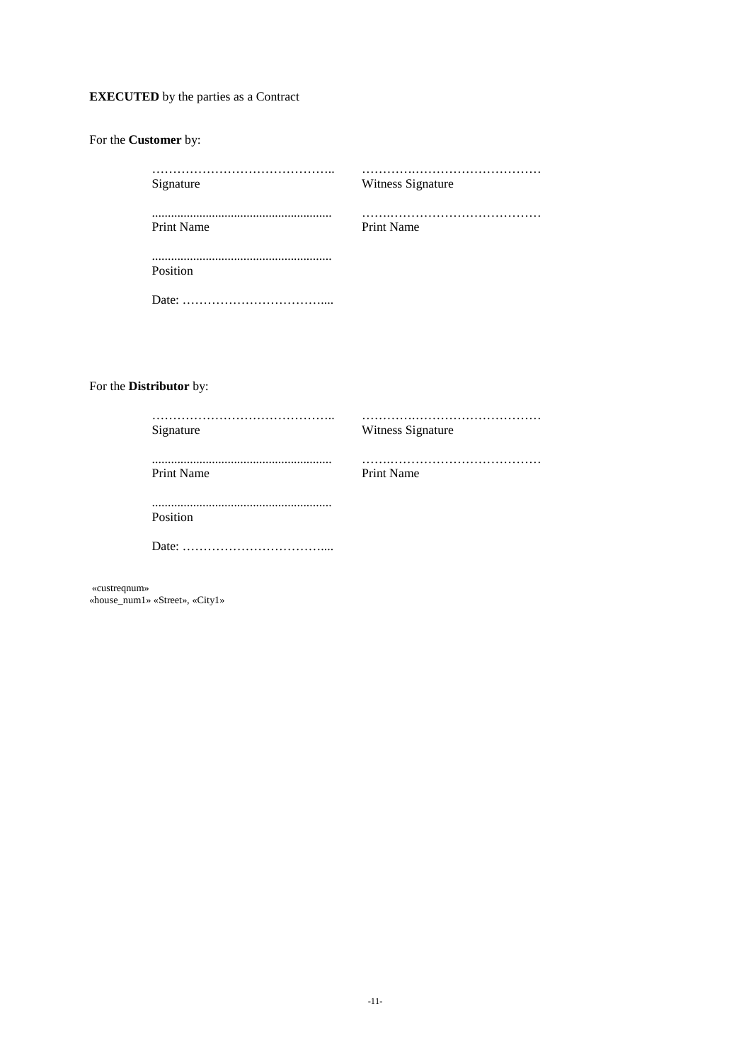**EXECUTED** by the parties as a Contract

For the **Customer** by:

| | |
|---|---|
| …………………………………….. | ……………………………………. |
| Signature | Witness Signature |
| ......................................................... | ……………………………………. |
| Print Name | Print Name |
| ......................................................... | |
| Position | |
| Date: …………………………….... | |

For the **Distributor** by:

| | |
|---|---|
| …………………………………….. | ……………………………………. |
| Signature | Witness Signature |
| ......................................................... | ……………………………………. |
| Print Name | Print Name |
| ......................................................... | |
| Position | |
| Date: …………………………….... | |

«custreqnum»
«house_num1» «Street», «City1»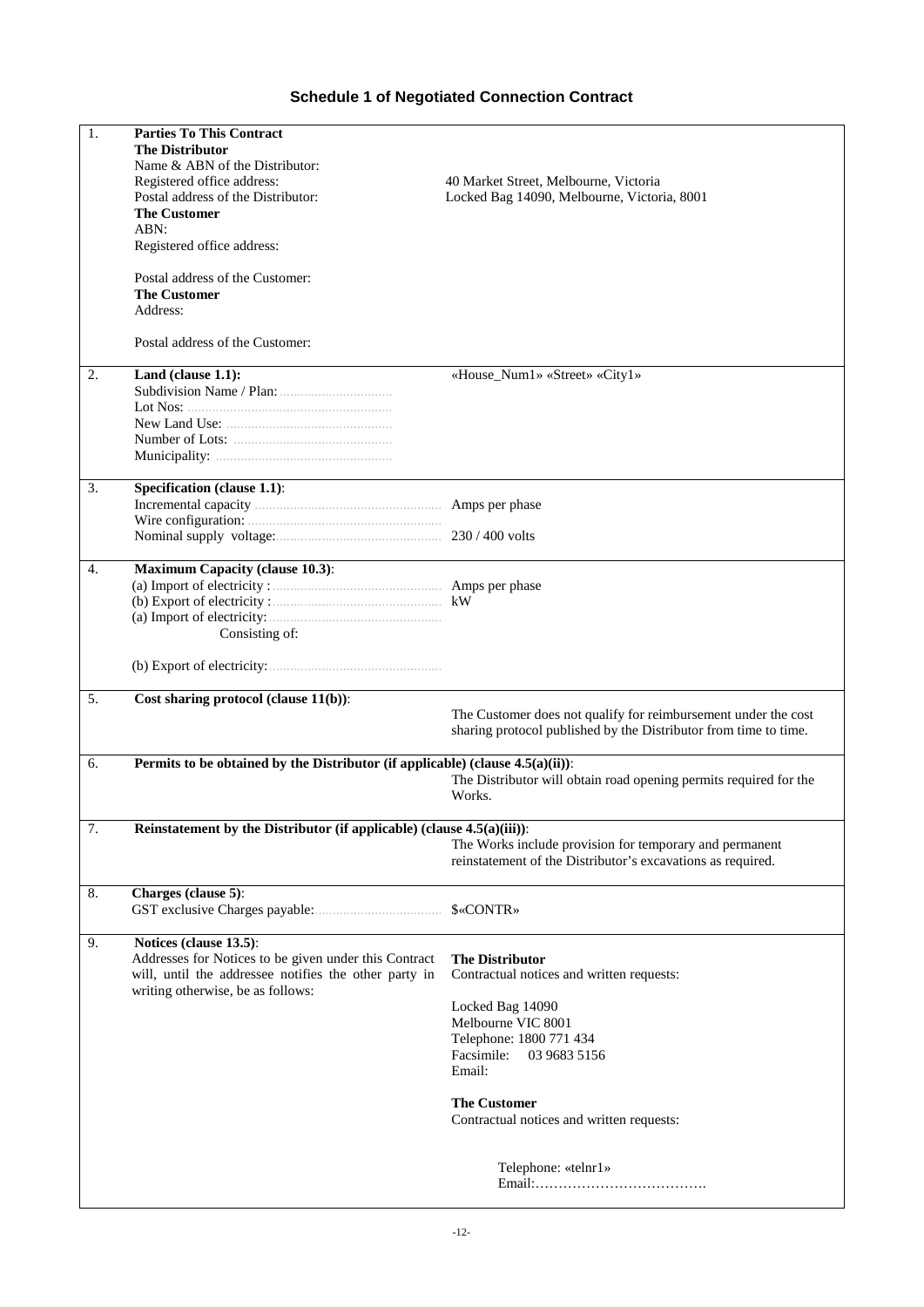# Schedule 1 of Negotiated Connection Contract

| | | |
|---|---|---|
| 1. | **Parties To This Contract**<br>**The Distributor**<br>Name & ABN of the Distributor:<br>Registered office address:<br>Postal address of the Distributor:<br>**The Customer**<br>ABN:<br>Registered office address:<br><br>Postal address of the Customer:<br>**The Customer**<br>Address:<br><br>Postal address of the Customer: | <br><br><br>40 Market Street, Melbourne, Victoria<br>Locked Bag 14090, Melbourne, Victoria, 8001 |
| 2. | **Land (clause 1.1):**<br>Subdivision Name / Plan: ................................<br>Lot Nos: ........................................................<br>New Land Use: ..............................................<br>Number of Lots: ............................................<br>Municipality: ................................................. | «House_Num1» «Street» «City1» |
| 3. | **Specification (clause 1.1)**:<br>Incremental capacity ....................................................<br>Wire configuration: ......................................................<br>Nominal supply voltage:............................................... | <br>Amps per phase<br><br>230 / 400 volts |
| 4. | **Maximum Capacity (clause 10.3)**:<br>(a) Import of electricity : ..............................................<br>(b) Export of electricity : ..............................................<br>(a) Import of electricity:...............................................<br>Consisting of:<br><br>(b) Export of electricity:............................................... | <br>Amps per phase<br>kW |
| 5. | **Cost sharing protocol (clause 11(b))**: | The Customer does not qualify for reimbursement under the cost sharing protocol published by the Distributor from time to time. |
| 6. | **Permits to be obtained by the Distributor (if applicable) (clause 4.5(a)(ii))**: | The Distributor will obtain road opening permits required for the Works. |
| 7. | **Reinstatement by the Distributor (if applicable) (clause 4.5(a)(iii))**: | The Works include provision for temporary and permanent reinstatement of the Distributor's excavations as required. |
| 8. | **Charges (clause 5)**:<br>GST exclusive Charges payable:.................................. | <br>$«CONTR» |
| 9. | **Notices (clause 13.5)**:<br>Addresses for Notices to be given under this Contract will, until the addressee notifies the other party in writing otherwise, be as follows: | **The Distributor**<br>Contractual notices and written requests:<br><br>Locked Bag 14090<br>Melbourne VIC 8001<br>Telephone: 1800 771 434<br>Facsimile: 03 9683 5156<br>Email:<br><br>**The Customer**<br>Contractual notices and written requests:<br><br><br>Telephone: «telnr1»<br>Email:………………………………. |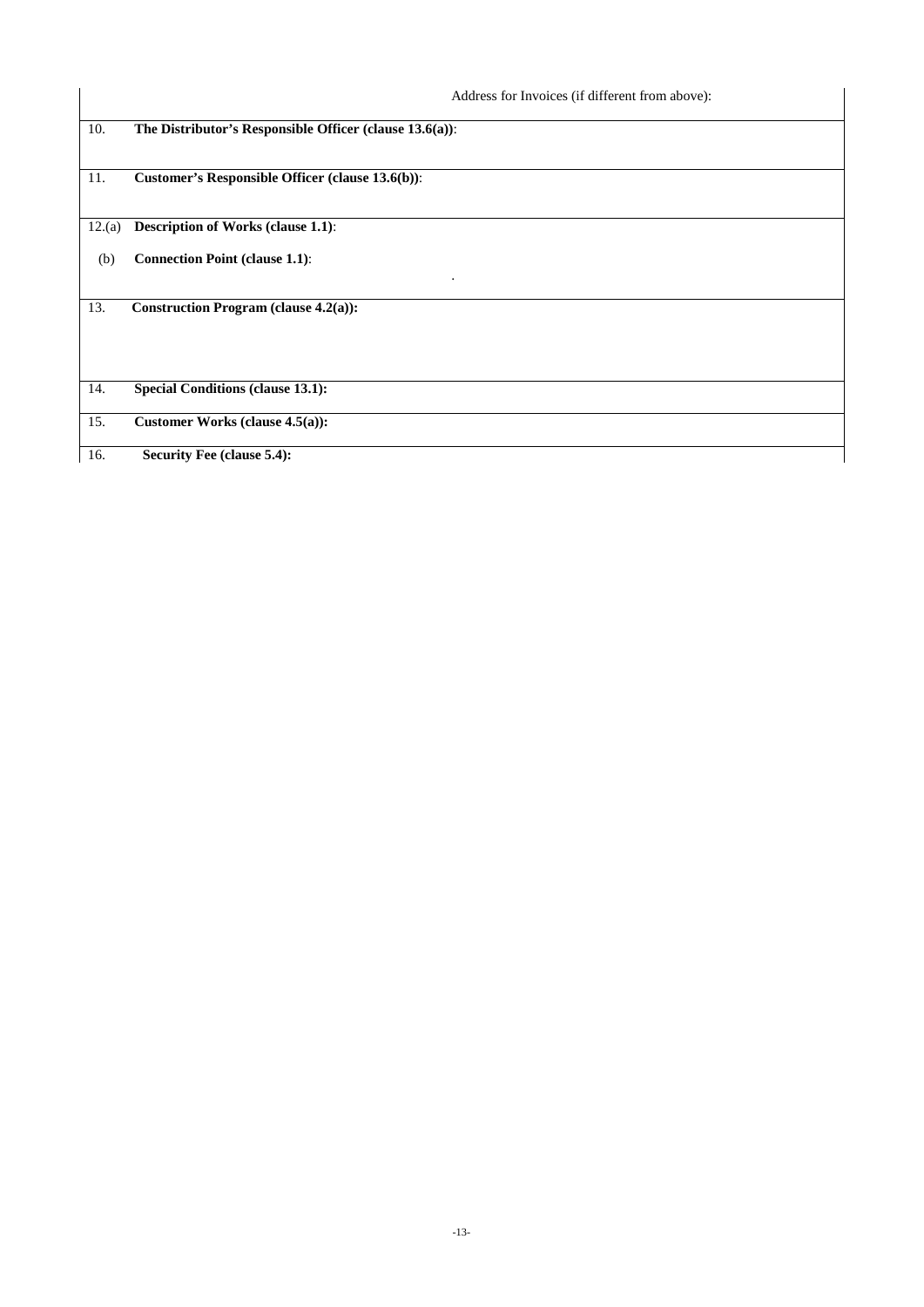| | |
|---|---|
| | Address for Invoices (if different from above): |
| 10. | **The Distributor's Responsible Officer (clause 13.6(a))**: |
| 11. | **Customer's Responsible Officer (clause 13.6(b))**: |
| 12.(a) | **Description of Works (clause 1.1)**: |
| (b) | **Connection Point (clause 1.1)**: |
| 13. | **Construction Program (clause 4.2(a)):** |
| 14. | **Special Conditions (clause 13.1):** |
| 15. | **Customer Works (clause 4.5(a)):** |
| 16. | **Security Fee (clause 5.4):** |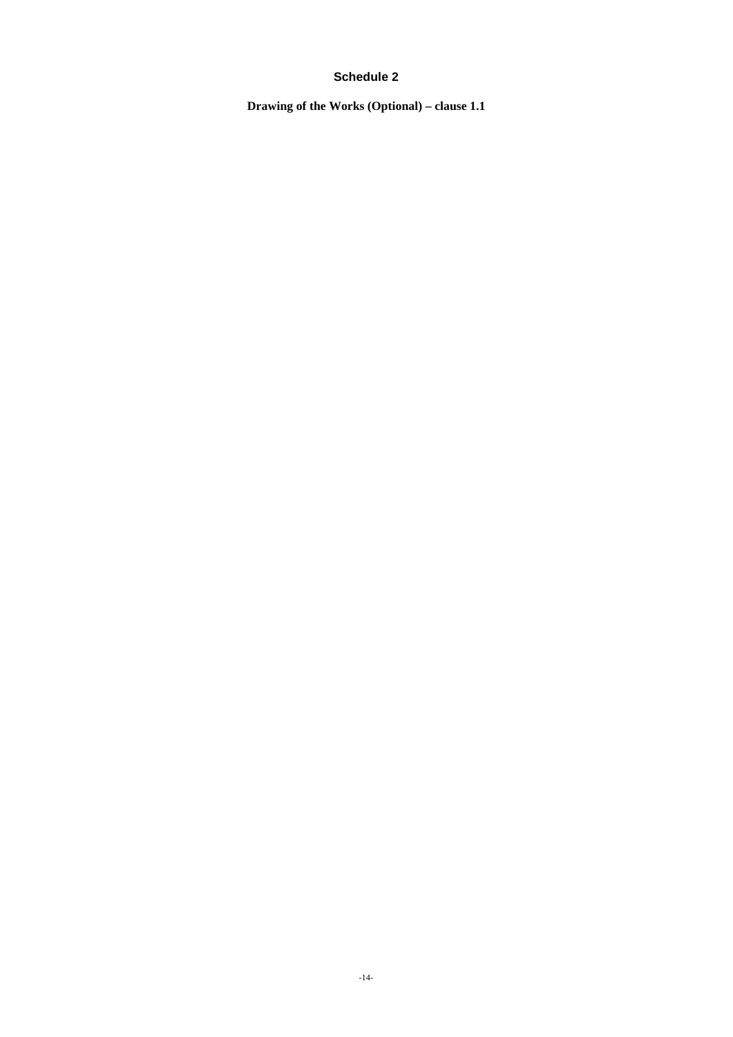# Schedule 2

**Drawing of the Works (Optional) – clause 1.1**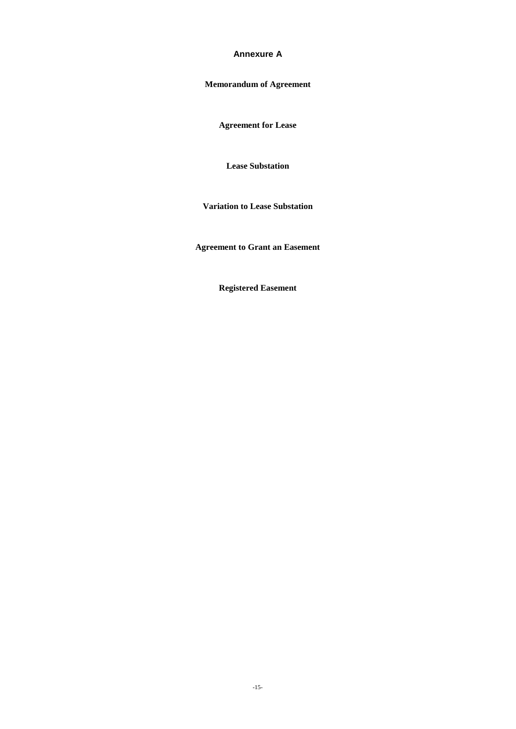# Annexure A

**Memorandum of Agreement**

**Agreement for Lease**

**Lease Substation**

**Variation to Lease Substation**

**Agreement to Grant an Easement**

**Registered Easement**